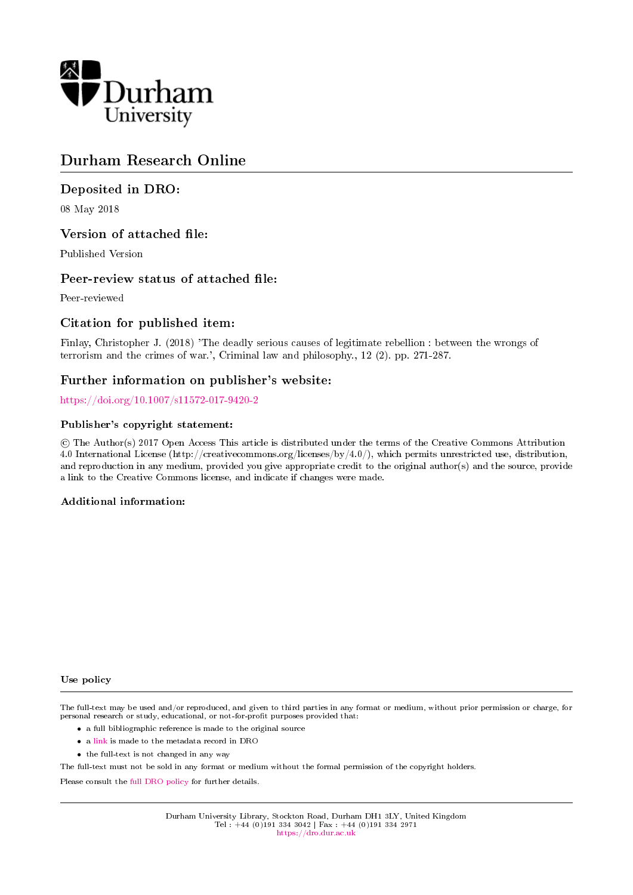Durham University

# Durham Research Online

## Deposited in DRO:

08 May 2018

## Version of attached file:

Published Version

## Peer-review status of attached file:

Peer-reviewed

## Citation for published item:

Finlay, Christopher J. (2018) 'The deadly serious causes of legitimate rebellion : between the wrongs of terrorism and the crimes of war.', Criminal law and philosophy., 12 (2). pp. 271-287.

## Further information on publisher's website:

https://doi.org/10.1007/s11572-017-9420-2

### Publisher's copyright statement:

© The Author(s) 2017 Open Access This article is distributed under the terms of the Creative Commons Attribution 4.0 International License (http://creativecommons.org/licenses/by/4.0/), which permits unrestricted use, distribution, and reproduction in any medium, provided you give appropriate credit to the original author(s) and the source, provide a link to the Creative Commons license, and indicate if changes were made.

### Additional information:

### Use policy

The full-text may be used and/or reproduced, and given to third parties in any format or medium, without prior permission or charge, for personal research or study, educational, or not-for-profit purposes provided that:

- a full bibliographic reference is made to the original source
- a link is made to the metadata record in DRO
- the full-text is not changed in any way

The full-text must not be sold in any format or medium without the formal permission of the copyright holders.

Please consult the full DRO policy for further details.

Durham University Library, Stockton Road, Durham DH1 3LY, United Kingdom
Tel : +44 (0)191 334 3042 | Fax : +44 (0)191 334 2971
https://dro.dur.ac.uk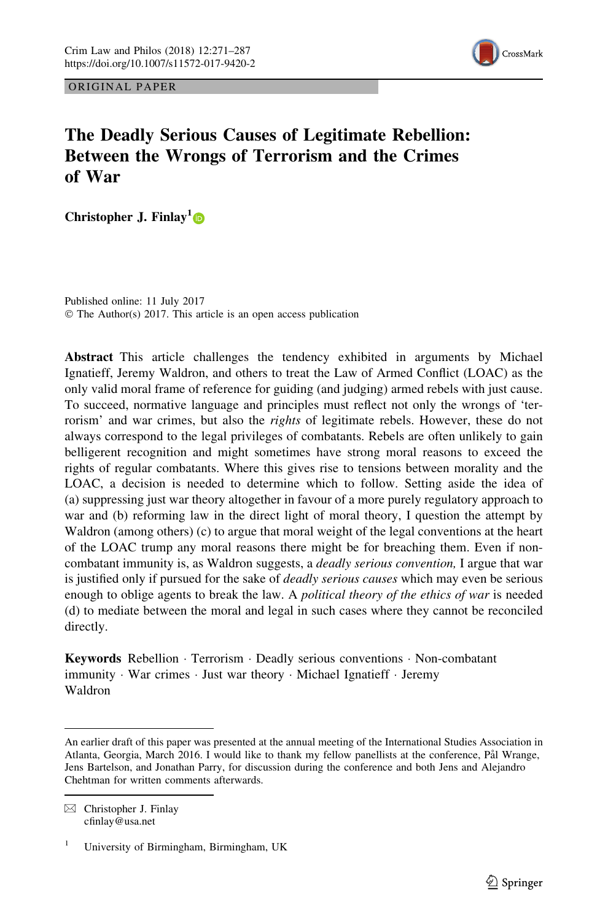ORIGINAL PAPER

# The Deadly Serious Causes of Legitimate Rebellion: Between the Wrongs of Terrorism and the Crimes of War

**Christopher J. Finlay**[1]

Published online: 11 July 2017
© The Author(s) 2017. This article is an open access publication

**Abstract** This article challenges the tendency exhibited in arguments by Michael Ignatieff, Jeremy Waldron, and others to treat the Law of Armed Conflict (LOAC) as the only valid moral frame of reference for guiding (and judging) armed rebels with just cause. To succeed, normative language and principles must reflect not only the wrongs of 'terrorism' and war crimes, but also the *rights* of legitimate rebels. However, these do not always correspond to the legal privileges of combatants. Rebels are often unlikely to gain belligerent recognition and might sometimes have strong moral reasons to exceed the rights of regular combatants. Where this gives rise to tensions between morality and the LOAC, a decision is needed to determine which to follow. Setting aside the idea of (a) suppressing just war theory altogether in favour of a more purely regulatory approach to war and (b) reforming law in the direct light of moral theory, I question the attempt by Waldron (among others) (c) to argue that moral weight of the legal conventions at the heart of the LOAC trump any moral reasons there might be for breaching them. Even if non-combatant immunity is, as Waldron suggests, a *deadly serious convention,* I argue that war is justified only if pursued for the sake of *deadly serious causes* which may even be serious enough to oblige agents to break the law. A *political theory of the ethics of war* is needed (d) to mediate between the moral and legal in such cases where they cannot be reconciled directly.

**Keywords** Rebellion · Terrorism · Deadly serious conventions · Non-combatant immunity · War crimes · Just war theory · Michael Ignatieff · Jeremy Waldron

---

An earlier draft of this paper was presented at the annual meeting of the International Studies Association in Atlanta, Georgia, March 2016. I would like to thank my fellow panellists at the conference, Pål Wrange, Jens Bartelson, and Jonathan Parry, for discussion during the conference and both Jens and Alejandro Chehtman for written comments afterwards.

✉ Christopher J. Finlay
cfinlay@usa.net

[1] University of Birmingham, Birmingham, UK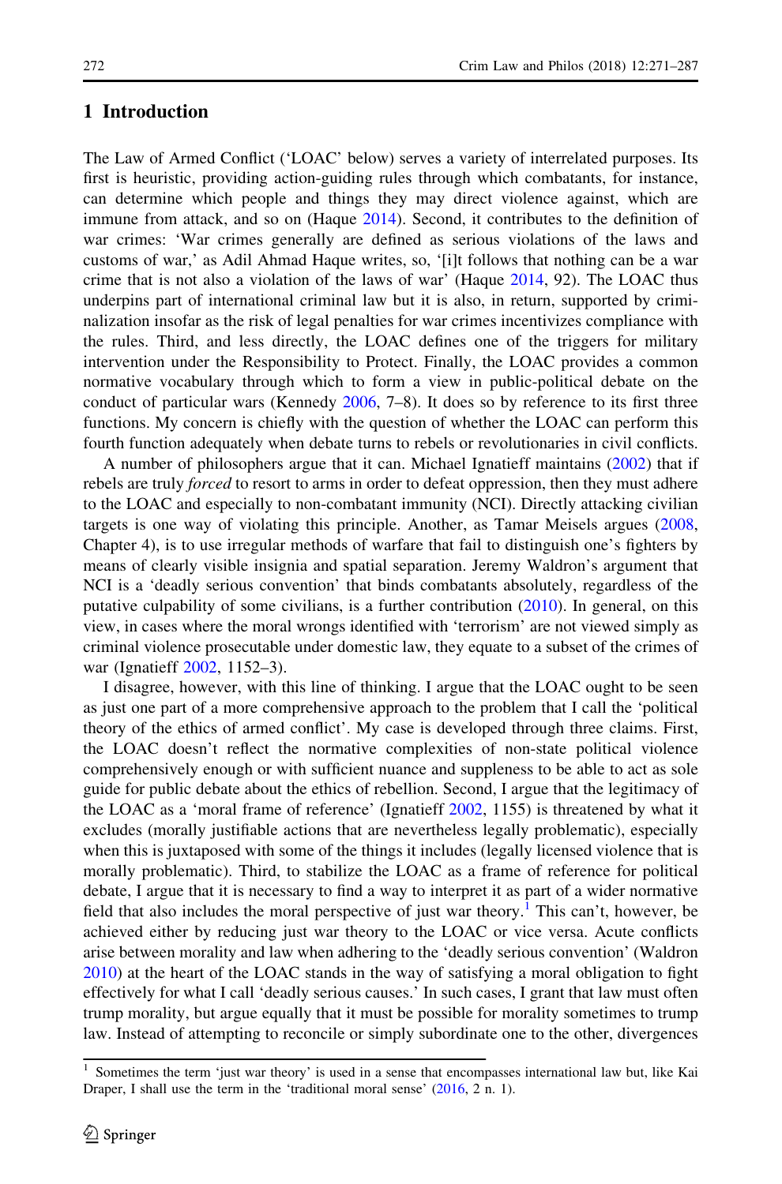## 1 Introduction

The Law of Armed Conflict ('LOAC' below) serves a variety of interrelated purposes. Its first is heuristic, providing action-guiding rules through which combatants, for instance, can determine which people and things they may direct violence against, which are immune from attack, and so on (Haque 2014). Second, it contributes to the definition of war crimes: 'War crimes generally are defined as serious violations of the laws and customs of war,' as Adil Ahmad Haque writes, so, '[i]t follows that nothing can be a war crime that is not also a violation of the laws of war' (Haque 2014, 92). The LOAC thus underpins part of international criminal law but it is also, in return, supported by criminalization insofar as the risk of legal penalties for war crimes incentivizes compliance with the rules. Third, and less directly, the LOAC defines one of the triggers for military intervention under the Responsibility to Protect. Finally, the LOAC provides a common normative vocabulary through which to form a view in public-political debate on the conduct of particular wars (Kennedy 2006, 7–8). It does so by reference to its first three functions. My concern is chiefly with the question of whether the LOAC can perform this fourth function adequately when debate turns to rebels or revolutionaries in civil conflicts.

A number of philosophers argue that it can. Michael Ignatieff maintains (2002) that if rebels are truly *forced* to resort to arms in order to defeat oppression, then they must adhere to the LOAC and especially to non-combatant immunity (NCI). Directly attacking civilian targets is one way of violating this principle. Another, as Tamar Meisels argues (2008, Chapter 4), is to use irregular methods of warfare that fail to distinguish one's fighters by means of clearly visible insignia and spatial separation. Jeremy Waldron's argument that NCI is a 'deadly serious convention' that binds combatants absolutely, regardless of the putative culpability of some civilians, is a further contribution (2010). In general, on this view, in cases where the moral wrongs identified with 'terrorism' are not viewed simply as criminal violence prosecutable under domestic law, they equate to a subset of the crimes of war (Ignatieff 2002, 1152–3).

I disagree, however, with this line of thinking. I argue that the LOAC ought to be seen as just one part of a more comprehensive approach to the problem that I call the 'political theory of the ethics of armed conflict'. My case is developed through three claims. First, the LOAC doesn't reflect the normative complexities of non-state political violence comprehensively enough or with sufficient nuance and suppleness to be able to act as sole guide for public debate about the ethics of rebellion. Second, I argue that the legitimacy of the LOAC as a 'moral frame of reference' (Ignatieff 2002, 1155) is threatened by what it excludes (morally justifiable actions that are nevertheless legally problematic), especially when this is juxtaposed with some of the things it includes (legally licensed violence that is morally problematic). Third, to stabilize the LOAC as a frame of reference for political debate, I argue that it is necessary to find a way to interpret it as part of a wider normative field that also includes the moral perspective of just war theory.[1] This can't, however, be achieved either by reducing just war theory to the LOAC or vice versa. Acute conflicts arise between morality and law when adhering to the 'deadly serious convention' (Waldron 2010) at the heart of the LOAC stands in the way of satisfying a moral obligation to fight effectively for what I call 'deadly serious causes.' In such cases, I grant that law must often trump morality, but argue equally that it must be possible for morality sometimes to trump law. Instead of attempting to reconcile or simply subordinate one to the other, divergences

[1] Sometimes the term 'just war theory' is used in a sense that encompasses international law but, like Kai Draper, I shall use the term in the 'traditional moral sense' (2016, 2 n. 1).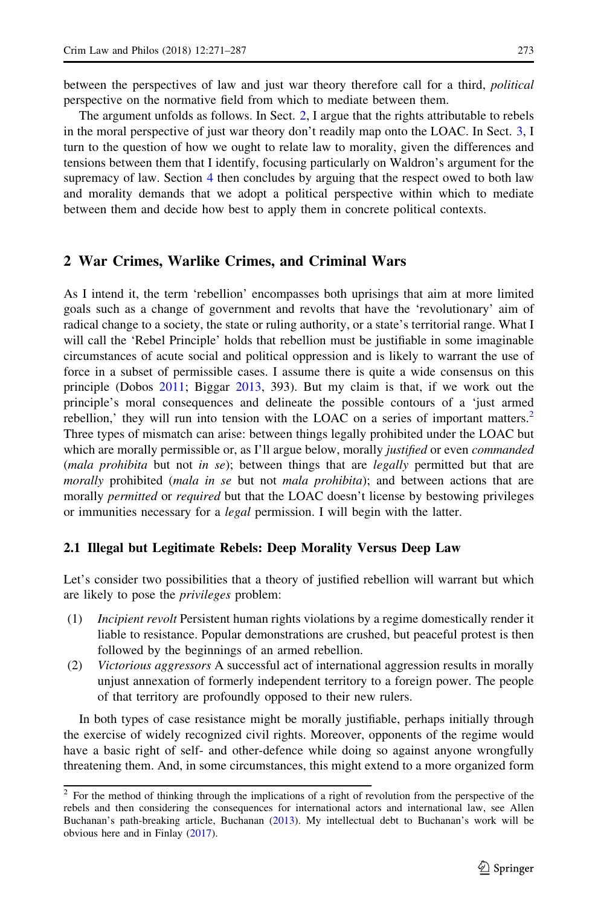between the perspectives of law and just war theory therefore call for a third, *political* perspective on the normative field from which to mediate between them.

The argument unfolds as follows. In Sect. 2, I argue that the rights attributable to rebels in the moral perspective of just war theory don't readily map onto the LOAC. In Sect. 3, I turn to the question of how we ought to relate law to morality, given the differences and tensions between them that I identify, focusing particularly on Waldron's argument for the supremacy of law. Section 4 then concludes by arguing that the respect owed to both law and morality demands that we adopt a political perspective within which to mediate between them and decide how best to apply them in concrete political contexts.

## 2 War Crimes, Warlike Crimes, and Criminal Wars

As I intend it, the term 'rebellion' encompasses both uprisings that aim at more limited goals such as a change of government and revolts that have the 'revolutionary' aim of radical change to a society, the state or ruling authority, or a state's territorial range. What I will call the 'Rebel Principle' holds that rebellion must be justifiable in some imaginable circumstances of acute social and political oppression and is likely to warrant the use of force in a subset of permissible cases. I assume there is quite a wide consensus on this principle (Dobos 2011; Biggar 2013, 393). But my claim is that, if we work out the principle's moral consequences and delineate the possible contours of a 'just armed rebellion,' they will run into tension with the LOAC on a series of important matters.[2] Three types of mismatch can arise: between things legally prohibited under the LOAC but which are morally permissible or, as I'll argue below, morally *justified* or even *commanded* (*mala prohibita* but not *in se*); between things that are *legally* permitted but that are *morally* prohibited (*mala in se* but not *mala prohibita*); and between actions that are morally *permitted* or *required* but that the LOAC doesn't license by bestowing privileges or immunities necessary for a *legal* permission. I will begin with the latter.

### 2.1 Illegal but Legitimate Rebels: Deep Morality Versus Deep Law

Let's consider two possibilities that a theory of justified rebellion will warrant but which are likely to pose the *privileges* problem:

(1) *Incipient revolt* Persistent human rights violations by a regime domestically render it liable to resistance. Popular demonstrations are crushed, but peaceful protest is then followed by the beginnings of an armed rebellion.

(2) *Victorious aggressors* A successful act of international aggression results in morally unjust annexation of formerly independent territory to a foreign power. The people of that territory are profoundly opposed to their new rulers.

In both types of case resistance might be morally justifiable, perhaps initially through the exercise of widely recognized civil rights. Moreover, opponents of the regime would have a basic right of self- and other-defence while doing so against anyone wrongfully threatening them. And, in some circumstances, this might extend to a more organized form

[2] For the method of thinking through the implications of a right of revolution from the perspective of the rebels and then considering the consequences for international actors and international law, see Allen Buchanan's path-breaking article, Buchanan (2013). My intellectual debt to Buchanan's work will be obvious here and in Finlay (2017).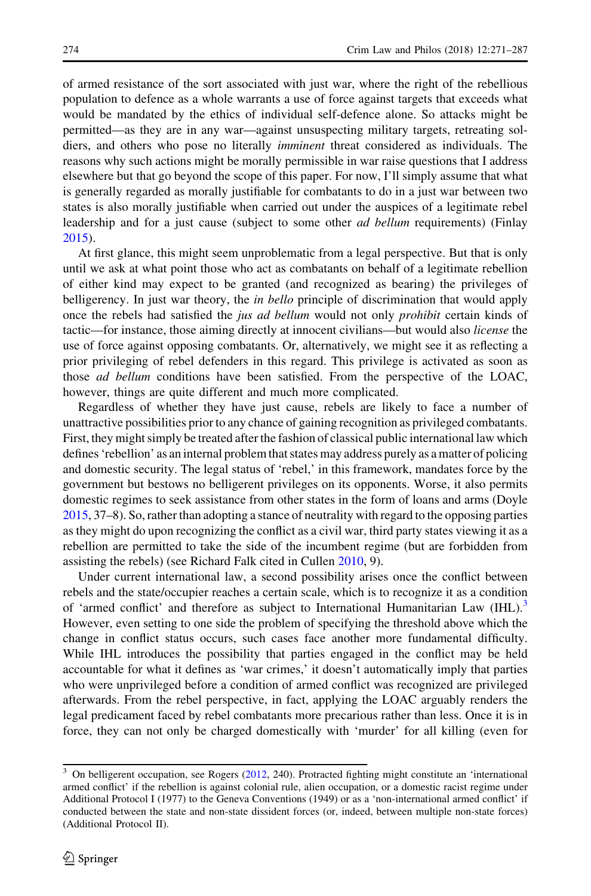of armed resistance of the sort associated with just war, where the right of the rebellious population to defence as a whole warrants a use of force against targets that exceeds what would be mandated by the ethics of individual self-defence alone. So attacks might be permitted—as they are in any war—against unsuspecting military targets, retreating soldiers, and others who pose no literally *imminent* threat considered as individuals. The reasons why such actions might be morally permissible in war raise questions that I address elsewhere but that go beyond the scope of this paper. For now, I'll simply assume that what is generally regarded as morally justifiable for combatants to do in a just war between two states is also morally justifiable when carried out under the auspices of a legitimate rebel leadership and for a just cause (subject to some other *ad bellum* requirements) (Finlay 2015).

At first glance, this might seem unproblematic from a legal perspective. But that is only until we ask at what point those who act as combatants on behalf of a legitimate rebellion of either kind may expect to be granted (and recognized as bearing) the privileges of belligerency. In just war theory, the *in bello* principle of discrimination that would apply once the rebels had satisfied the *jus ad bellum* would not only *prohibit* certain kinds of tactic—for instance, those aiming directly at innocent civilians—but would also *license* the use of force against opposing combatants. Or, alternatively, we might see it as reflecting a prior privileging of rebel defenders in this regard. This privilege is activated as soon as those *ad bellum* conditions have been satisfied. From the perspective of the LOAC, however, things are quite different and much more complicated.

Regardless of whether they have just cause, rebels are likely to face a number of unattractive possibilities prior to any chance of gaining recognition as privileged combatants. First, they might simply be treated after the fashion of classical public international law which defines 'rebellion' as an internal problem that states may address purely as a matter of policing and domestic security. The legal status of 'rebel,' in this framework, mandates force by the government but bestows no belligerent privileges on its opponents. Worse, it also permits domestic regimes to seek assistance from other states in the form of loans and arms (Doyle 2015, 37–8). So, rather than adopting a stance of neutrality with regard to the opposing parties as they might do upon recognizing the conflict as a civil war, third party states viewing it as a rebellion are permitted to take the side of the incumbent regime (but are forbidden from assisting the rebels) (see Richard Falk cited in Cullen 2010, 9).

Under current international law, a second possibility arises once the conflict between rebels and the state/occupier reaches a certain scale, which is to recognize it as a condition of 'armed conflict' and therefore as subject to International Humanitarian Law (IHL).[3] However, even setting to one side the problem of specifying the threshold above which the change in conflict status occurs, such cases face another more fundamental difficulty. While IHL introduces the possibility that parties engaged in the conflict may be held accountable for what it defines as 'war crimes,' it doesn't automatically imply that parties who were unprivileged before a condition of armed conflict was recognized are privileged afterwards. From the rebel perspective, in fact, applying the LOAC arguably renders the legal predicament faced by rebel combatants more precarious rather than less. Once it is in force, they can not only be charged domestically with 'murder' for all killing (even for

[3] On belligerent occupation, see Rogers (2012, 240). Protracted fighting might constitute an 'international armed conflict' if the rebellion is against colonial rule, alien occupation, or a domestic racist regime under Additional Protocol I (1977) to the Geneva Conventions (1949) or as a 'non-international armed conflict' if conducted between the state and non-state dissident forces (or, indeed, between multiple non-state forces) (Additional Protocol II).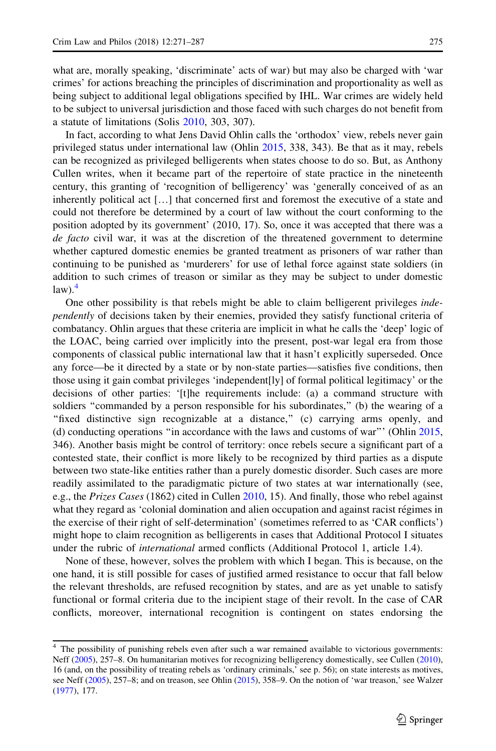what are, morally speaking, 'discriminate' acts of war) but may also be charged with 'war crimes' for actions breaching the principles of discrimination and proportionality as well as being subject to additional legal obligations specified by IHL. War crimes are widely held to be subject to universal jurisdiction and those faced with such charges do not benefit from a statute of limitations (Solis 2010, 303, 307).

In fact, according to what Jens David Ohlin calls the 'orthodox' view, rebels never gain privileged status under international law (Ohlin 2015, 338, 343). Be that as it may, rebels can be recognized as privileged belligerents when states choose to do so. But, as Anthony Cullen writes, when it became part of the repertoire of state practice in the nineteenth century, this granting of 'recognition of belligerency' was 'generally conceived of as an inherently political act […] that concerned first and foremost the executive of a state and could not therefore be determined by a court of law without the court conforming to the position adopted by its government' (2010, 17). So, once it was accepted that there was a *de facto* civil war, it was at the discretion of the threatened government to determine whether captured domestic enemies be granted treatment as prisoners of war rather than continuing to be punished as 'murderers' for use of lethal force against state soldiers (in addition to such crimes of treason or similar as they may be subject to under domestic law).[4]

One other possibility is that rebels might be able to claim belligerent privileges *independently* of decisions taken by their enemies, provided they satisfy functional criteria of combatancy. Ohlin argues that these criteria are implicit in what he calls the 'deep' logic of the LOAC, being carried over implicitly into the present, post-war legal era from those components of classical public international law that it hasn't explicitly superseded. Once any force—be it directed by a state or by non-state parties—satisfies five conditions, then those using it gain combat privileges 'independent[ly] of formal political legitimacy' or the decisions of other parties: '[t]he requirements include: (a) a command structure with soldiers "commanded by a person responsible for his subordinates," (b) the wearing of a "fixed distinctive sign recognizable at a distance," (c) carrying arms openly, and (d) conducting operations "in accordance with the laws and customs of war"' (Ohlin 2015, 346). Another basis might be control of territory: once rebels secure a significant part of a contested state, their conflict is more likely to be recognized by third parties as a dispute between two state-like entities rather than a purely domestic disorder. Such cases are more readily assimilated to the paradigmatic picture of two states at war internationally (see, e.g., the *Prizes Cases* (1862) cited in Cullen 2010, 15). And finally, those who rebel against what they regard as 'colonial domination and alien occupation and against racist régimes in the exercise of their right of self-determination' (sometimes referred to as 'CAR conflicts') might hope to claim recognition as belligerents in cases that Additional Protocol I situates under the rubric of *international* armed conflicts (Additional Protocol 1, article 1.4).

None of these, however, solves the problem with which I began. This is because, on the one hand, it is still possible for cases of justified armed resistance to occur that fall below the relevant thresholds, are refused recognition by states, and are as yet unable to satisfy functional or formal criteria due to the incipient stage of their revolt. In the case of CAR conflicts, moreover, international recognition is contingent on states endorsing the

---

[4] The possibility of punishing rebels even after such a war remained available to victorious governments: Neff (2005), 257–8. On humanitarian motives for recognizing belligerency domestically, see Cullen (2010), 16 (and, on the possibility of treating rebels as 'ordinary criminals,' see p. 56); on state interests as motives, see Neff (2005), 257–8; and on treason, see Ohlin (2015), 358–9. On the notion of 'war treason,' see Walzer (1977), 177.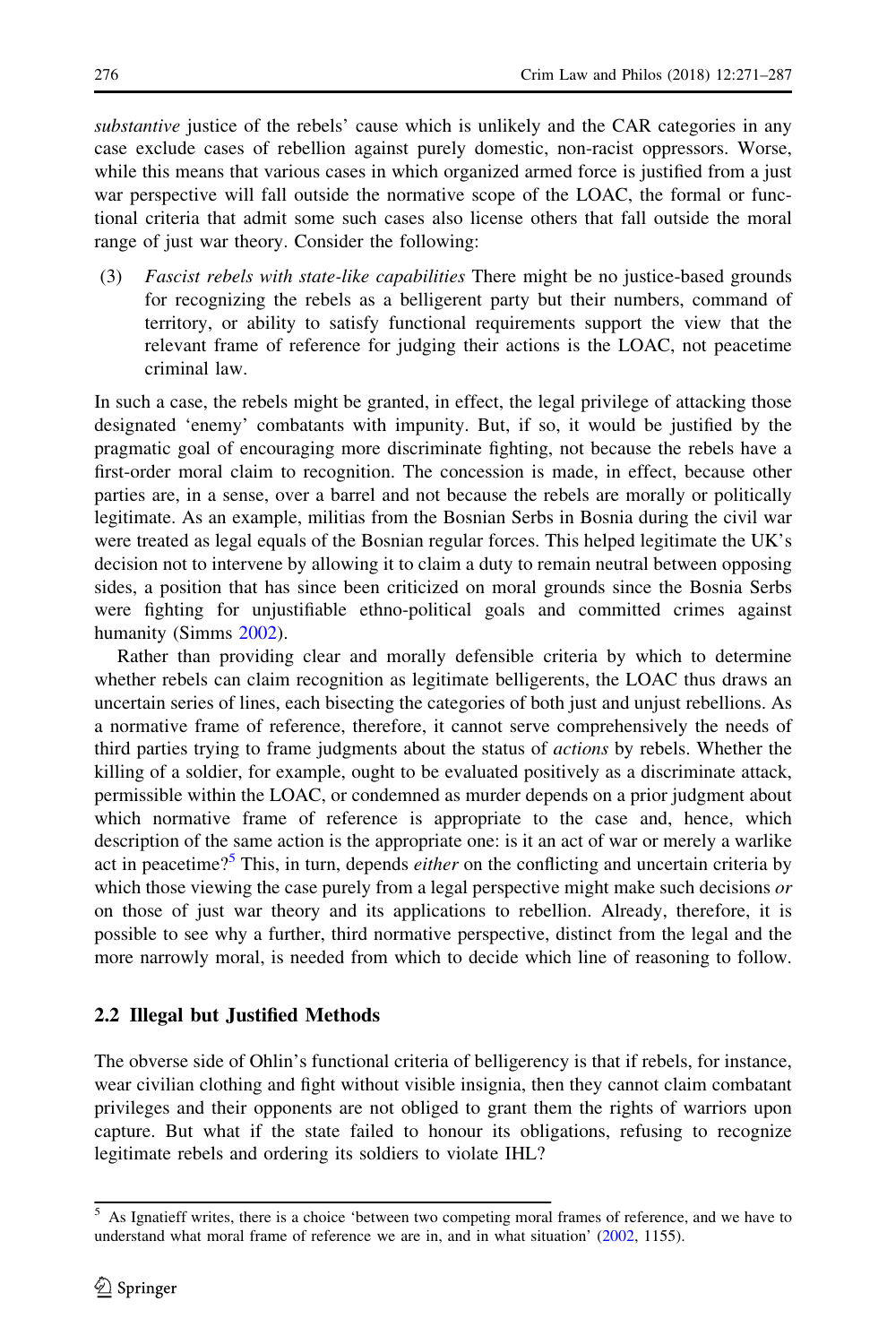*substantive* justice of the rebels' cause which is unlikely and the CAR categories in any case exclude cases of rebellion against purely domestic, non-racist oppressors. Worse, while this means that various cases in which organized armed force is justified from a just war perspective will fall outside the normative scope of the LOAC, the formal or functional criteria that admit some such cases also license others that fall outside the moral range of just war theory. Consider the following:

(3) *Fascist rebels with state-like capabilities* There might be no justice-based grounds for recognizing the rebels as a belligerent party but their numbers, command of territory, or ability to satisfy functional requirements support the view that the relevant frame of reference for judging their actions is the LOAC, not peacetime criminal law.

In such a case, the rebels might be granted, in effect, the legal privilege of attacking those designated 'enemy' combatants with impunity. But, if so, it would be justified by the pragmatic goal of encouraging more discriminate fighting, not because the rebels have a first-order moral claim to recognition. The concession is made, in effect, because other parties are, in a sense, over a barrel and not because the rebels are morally or politically legitimate. As an example, militias from the Bosnian Serbs in Bosnia during the civil war were treated as legal equals of the Bosnian regular forces. This helped legitimate the UK's decision not to intervene by allowing it to claim a duty to remain neutral between opposing sides, a position that has since been criticized on moral grounds since the Bosnia Serbs were fighting for unjustifiable ethno-political goals and committed crimes against humanity (Simms 2002).

Rather than providing clear and morally defensible criteria by which to determine whether rebels can claim recognition as legitimate belligerents, the LOAC thus draws an uncertain series of lines, each bisecting the categories of both just and unjust rebellions. As a normative frame of reference, therefore, it cannot serve comprehensively the needs of third parties trying to frame judgments about the status of *actions* by rebels. Whether the killing of a soldier, for example, ought to be evaluated positively as a discriminate attack, permissible within the LOAC, or condemned as murder depends on a prior judgment about which normative frame of reference is appropriate to the case and, hence, which description of the same action is the appropriate one: is it an act of war or merely a warlike act in peacetime?[5] This, in turn, depends *either* on the conflicting and uncertain criteria by which those viewing the case purely from a legal perspective might make such decisions *or* on those of just war theory and its applications to rebellion. Already, therefore, it is possible to see why a further, third normative perspective, distinct from the legal and the more narrowly moral, is needed from which to decide which line of reasoning to follow.

### 2.2 Illegal but Justified Methods

The obverse side of Ohlin's functional criteria of belligerency is that if rebels, for instance, wear civilian clothing and fight without visible insignia, then they cannot claim combatant privileges and their opponents are not obliged to grant them the rights of warriors upon capture. But what if the state failed to honour its obligations, refusing to recognize legitimate rebels and ordering its soldiers to violate IHL?

[5] As Ignatieff writes, there is a choice 'between two competing moral frames of reference, and we have to understand what moral frame of reference we are in, and in what situation' (2002, 1155).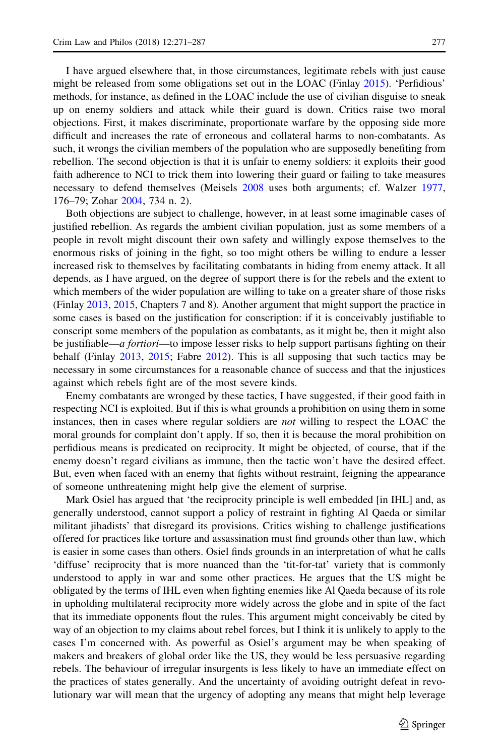I have argued elsewhere that, in those circumstances, legitimate rebels with just cause might be released from some obligations set out in the LOAC (Finlay 2015). 'Perfidious' methods, for instance, as defined in the LOAC include the use of civilian disguise to sneak up on enemy soldiers and attack while their guard is down. Critics raise two moral objections. First, it makes discriminate, proportionate warfare by the opposing side more difficult and increases the rate of erroneous and collateral harms to non-combatants. As such, it wrongs the civilian members of the population who are supposedly benefiting from rebellion. The second objection is that it is unfair to enemy soldiers: it exploits their good faith adherence to NCI to trick them into lowering their guard or failing to take measures necessary to defend themselves (Meisels 2008 uses both arguments; cf. Walzer 1977, 176–79; Zohar 2004, 734 n. 2).

Both objections are subject to challenge, however, in at least some imaginable cases of justified rebellion. As regards the ambient civilian population, just as some members of a people in revolt might discount their own safety and willingly expose themselves to the enormous risks of joining in the fight, so too might others be willing to endure a lesser increased risk to themselves by facilitating combatants in hiding from enemy attack. It all depends, as I have argued, on the degree of support there is for the rebels and the extent to which members of the wider population are willing to take on a greater share of those risks (Finlay 2013, 2015, Chapters 7 and 8). Another argument that might support the practice in some cases is based on the justification for conscription: if it is conceivably justifiable to conscript some members of the population as combatants, as it might be, then it might also be justifiable—*a fortiori*—to impose lesser risks to help support partisans fighting on their behalf (Finlay 2013, 2015; Fabre 2012). This is all supposing that such tactics may be necessary in some circumstances for a reasonable chance of success and that the injustices against which rebels fight are of the most severe kinds.

Enemy combatants are wronged by these tactics, I have suggested, if their good faith in respecting NCI is exploited. But if this is what grounds a prohibition on using them in some instances, then in cases where regular soldiers are *not* willing to respect the LOAC the moral grounds for complaint don't apply. If so, then it is because the moral prohibition on perfidious means is predicated on reciprocity. It might be objected, of course, that if the enemy doesn't regard civilians as immune, then the tactic won't have the desired effect. But, even when faced with an enemy that fights without restraint, feigning the appearance of someone unthreatening might help give the element of surprise.

Mark Osiel has argued that 'the reciprocity principle is well embedded [in IHL] and, as generally understood, cannot support a policy of restraint in fighting Al Qaeda or similar militant jihadists' that disregard its provisions. Critics wishing to challenge justifications offered for practices like torture and assassination must find grounds other than law, which is easier in some cases than others. Osiel finds grounds in an interpretation of what he calls 'diffuse' reciprocity that is more nuanced than the 'tit-for-tat' variety that is commonly understood to apply in war and some other practices. He argues that the US might be obligated by the terms of IHL even when fighting enemies like Al Qaeda because of its role in upholding multilateral reciprocity more widely across the globe and in spite of the fact that its immediate opponents flout the rules. This argument might conceivably be cited by way of an objection to my claims about rebel forces, but I think it is unlikely to apply to the cases I'm concerned with. As powerful as Osiel's argument may be when speaking of makers and breakers of global order like the US, they would be less persuasive regarding rebels. The behaviour of irregular insurgents is less likely to have an immediate effect on the practices of states generally. And the uncertainty of avoiding outright defeat in revolutionary war will mean that the urgency of adopting any means that might help leverage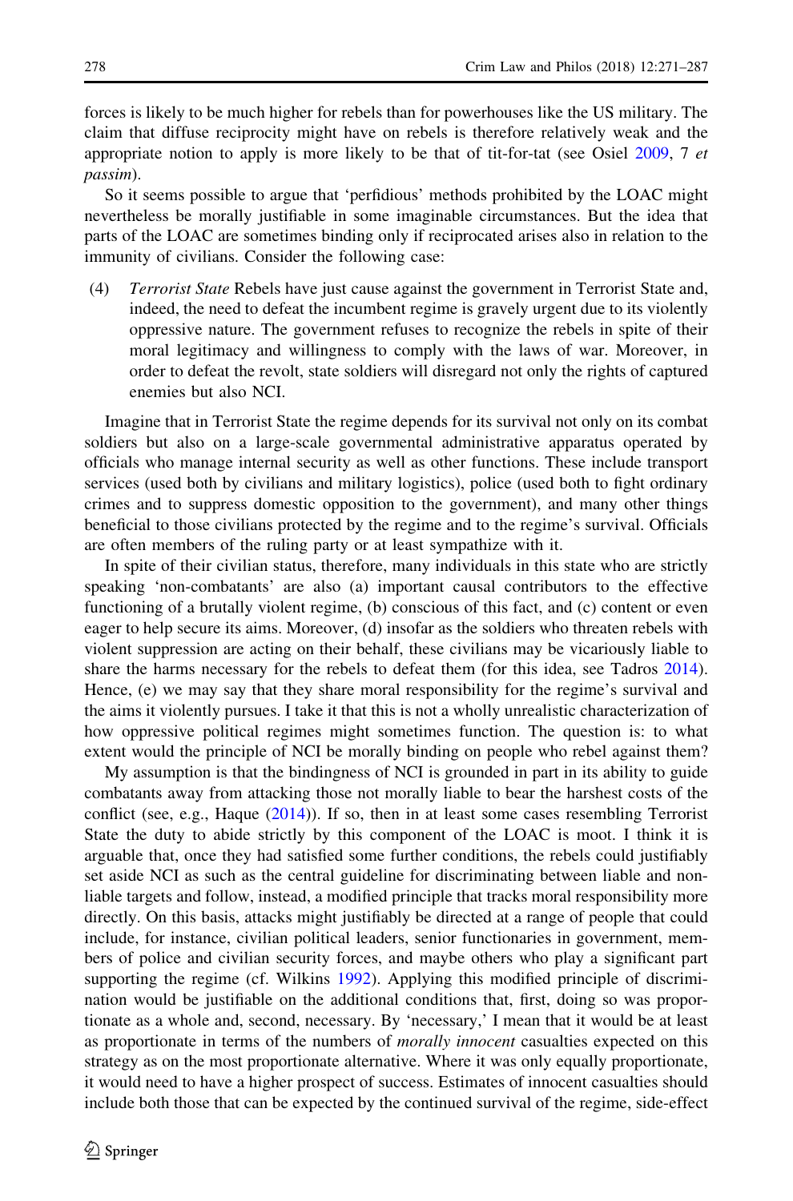forces is likely to be much higher for rebels than for powerhouses like the US military. The claim that diffuse reciprocity might have on rebels is therefore relatively weak and the appropriate notion to apply is more likely to be that of tit-for-tat (see Osiel 2009, 7 *et passim*).

So it seems possible to argue that 'perfidious' methods prohibited by the LOAC might nevertheless be morally justifiable in some imaginable circumstances. But the idea that parts of the LOAC are sometimes binding only if reciprocated arises also in relation to the immunity of civilians. Consider the following case:

(4) *Terrorist State* Rebels have just cause against the government in Terrorist State and, indeed, the need to defeat the incumbent regime is gravely urgent due to its violently oppressive nature. The government refuses to recognize the rebels in spite of their moral legitimacy and willingness to comply with the laws of war. Moreover, in order to defeat the revolt, state soldiers will disregard not only the rights of captured enemies but also NCI.

Imagine that in Terrorist State the regime depends for its survival not only on its combat soldiers but also on a large-scale governmental administrative apparatus operated by officials who manage internal security as well as other functions. These include transport services (used both by civilians and military logistics), police (used both to fight ordinary crimes and to suppress domestic opposition to the government), and many other things beneficial to those civilians protected by the regime and to the regime's survival. Officials are often members of the ruling party or at least sympathize with it.

In spite of their civilian status, therefore, many individuals in this state who are strictly speaking 'non-combatants' are also (a) important causal contributors to the effective functioning of a brutally violent regime, (b) conscious of this fact, and (c) content or even eager to help secure its aims. Moreover, (d) insofar as the soldiers who threaten rebels with violent suppression are acting on their behalf, these civilians may be vicariously liable to share the harms necessary for the rebels to defeat them (for this idea, see Tadros 2014). Hence, (e) we may say that they share moral responsibility for the regime's survival and the aims it violently pursues. I take it that this is not a wholly unrealistic characterization of how oppressive political regimes might sometimes function. The question is: to what extent would the principle of NCI be morally binding on people who rebel against them?

My assumption is that the bindingness of NCI is grounded in part in its ability to guide combatants away from attacking those not morally liable to bear the harshest costs of the conflict (see, e.g., Haque (2014)). If so, then in at least some cases resembling Terrorist State the duty to abide strictly by this component of the LOAC is moot. I think it is arguable that, once they had satisfied some further conditions, the rebels could justifiably set aside NCI as such as the central guideline for discriminating between liable and non-liable targets and follow, instead, a modified principle that tracks moral responsibility more directly. On this basis, attacks might justifiably be directed at a range of people that could include, for instance, civilian political leaders, senior functionaries in government, members of police and civilian security forces, and maybe others who play a significant part supporting the regime (cf. Wilkins 1992). Applying this modified principle of discrimination would be justifiable on the additional conditions that, first, doing so was proportionate as a whole and, second, necessary. By 'necessary,' I mean that it would be at least as proportionate in terms of the numbers of *morally innocent* casualties expected on this strategy as on the most proportionate alternative. Where it was only equally proportionate, it would need to have a higher prospect of success. Estimates of innocent casualties should include both those that can be expected by the continued survival of the regime, side-effect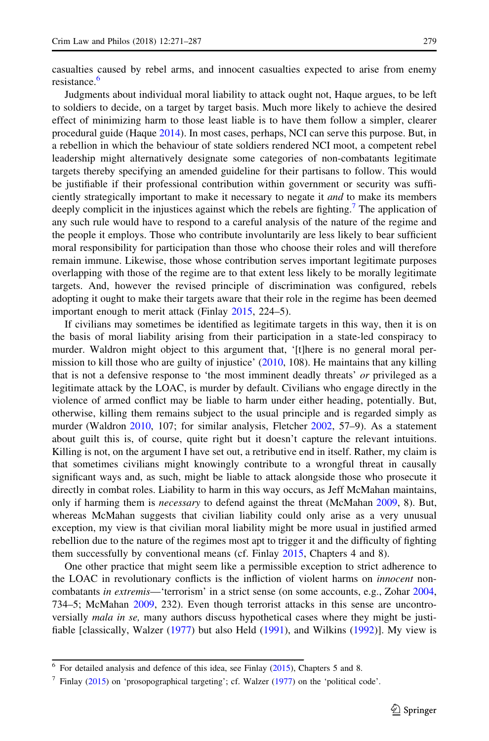casualties caused by rebel arms, and innocent casualties expected to arise from enemy resistance.[6]

Judgments about individual moral liability to attack ought not, Haque argues, to be left to soldiers to decide, on a target by target basis. Much more likely to achieve the desired effect of minimizing harm to those least liable is to have them follow a simpler, clearer procedural guide (Haque 2014). In most cases, perhaps, NCI can serve this purpose. But, in a rebellion in which the behaviour of state soldiers rendered NCI moot, a competent rebel leadership might alternatively designate some categories of non-combatants legitimate targets thereby specifying an amended guideline for their partisans to follow. This would be justifiable if their professional contribution within government or security was sufficiently strategically important to make it necessary to negate it *and* to make its members deeply complicit in the injustices against which the rebels are fighting.[7] The application of any such rule would have to respond to a careful analysis of the nature of the regime and the people it employs. Those who contribute involuntarily are less likely to bear sufficient moral responsibility for participation than those who choose their roles and will therefore remain immune. Likewise, those whose contribution serves important legitimate purposes overlapping with those of the regime are to that extent less likely to be morally legitimate targets. And, however the revised principle of discrimination was configured, rebels adopting it ought to make their targets aware that their role in the regime has been deemed important enough to merit attack (Finlay 2015, 224–5).

If civilians may sometimes be identified as legitimate targets in this way, then it is on the basis of moral liability arising from their participation in a state-led conspiracy to murder. Waldron might object to this argument that, '[t]here is no general moral permission to kill those who are guilty of injustice' (2010, 108). He maintains that any killing that is not a defensive response to 'the most imminent deadly threats' *or* privileged as a legitimate attack by the LOAC, is murder by default. Civilians who engage directly in the violence of armed conflict may be liable to harm under either heading, potentially. But, otherwise, killing them remains subject to the usual principle and is regarded simply as murder (Waldron 2010, 107; for similar analysis, Fletcher 2002, 57–9). As a statement about guilt this is, of course, quite right but it doesn't capture the relevant intuitions. Killing is not, on the argument I have set out, a retributive end in itself. Rather, my claim is that sometimes civilians might knowingly contribute to a wrongful threat in causally significant ways and, as such, might be liable to attack alongside those who prosecute it directly in combat roles. Liability to harm in this way occurs, as Jeff McMahan maintains, only if harming them is *necessary* to defend against the threat (McMahan 2009, 8). But, whereas McMahan suggests that civilian liability could only arise as a very unusual exception, my view is that civilian moral liability might be more usual in justified armed rebellion due to the nature of the regimes most apt to trigger it and the difficulty of fighting them successfully by conventional means (cf. Finlay 2015, Chapters 4 and 8).

One other practice that might seem like a permissible exception to strict adherence to the LOAC in revolutionary conflicts is the infliction of violent harms on *innocent* non-combatants *in extremis*—'terrorism' in a strict sense (on some accounts, e.g., Zohar 2004, 734–5; McMahan 2009, 232). Even though terrorist attacks in this sense are uncontroversially *mala in se,* many authors discuss hypothetical cases where they might be justifiable [classically, Walzer (1977) but also Held (1991), and Wilkins (1992)]. My view is

---

[6] For detailed analysis and defence of this idea, see Finlay (2015), Chapters 5 and 8.

[7] Finlay (2015) on 'prosopographical targeting'; cf. Walzer (1977) on the 'political code'.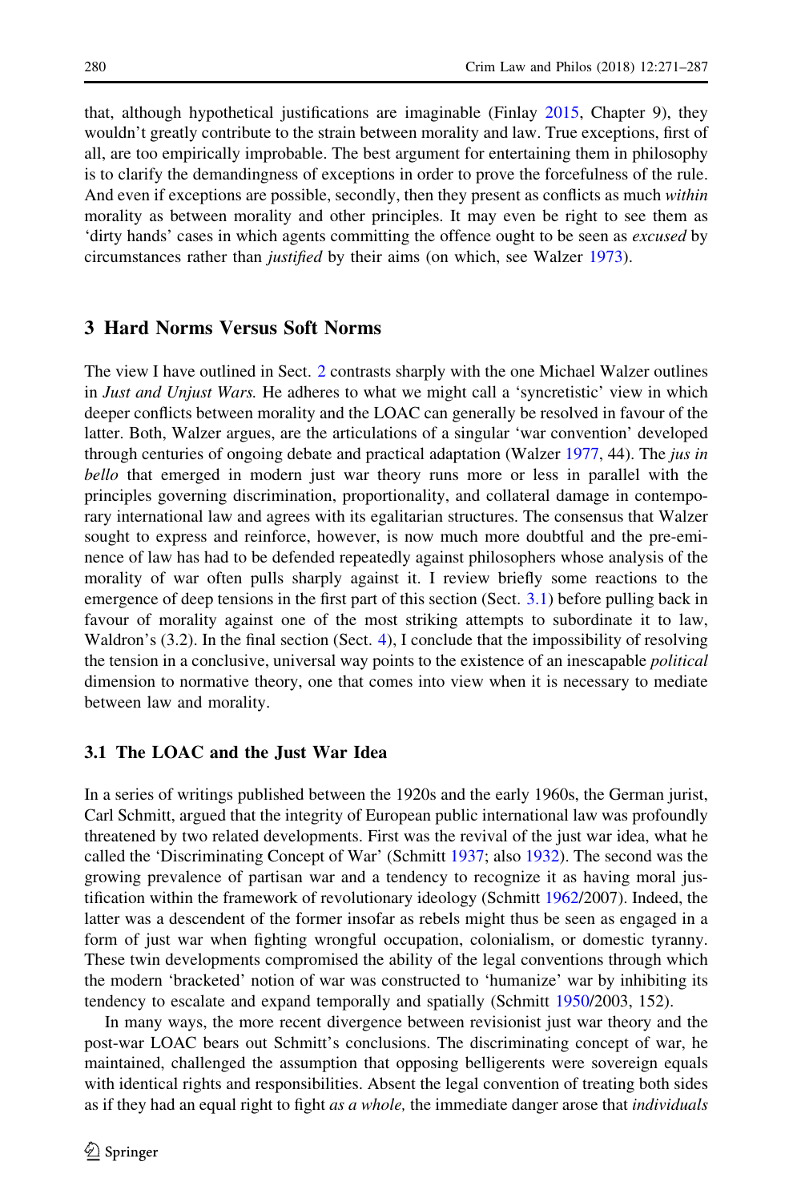that, although hypothetical justifications are imaginable (Finlay 2015, Chapter 9), they wouldn't greatly contribute to the strain between morality and law. True exceptions, first of all, are too empirically improbable. The best argument for entertaining them in philosophy is to clarify the demandingness of exceptions in order to prove the forcefulness of the rule. And even if exceptions are possible, secondly, then they present as conflicts as much *within* morality as between morality and other principles. It may even be right to see them as 'dirty hands' cases in which agents committing the offence ought to be seen as *excused* by circumstances rather than *justified* by their aims (on which, see Walzer 1973).

## 3 Hard Norms Versus Soft Norms

The view I have outlined in Sect. 2 contrasts sharply with the one Michael Walzer outlines in *Just and Unjust Wars.* He adheres to what we might call a 'syncretistic' view in which deeper conflicts between morality and the LOAC can generally be resolved in favour of the latter. Both, Walzer argues, are the articulations of a singular 'war convention' developed through centuries of ongoing debate and practical adaptation (Walzer 1977, 44). The *jus in bello* that emerged in modern just war theory runs more or less in parallel with the principles governing discrimination, proportionality, and collateral damage in contemporary international law and agrees with its egalitarian structures. The consensus that Walzer sought to express and reinforce, however, is now much more doubtful and the pre-eminence of law has had to be defended repeatedly against philosophers whose analysis of the morality of war often pulls sharply against it. I review briefly some reactions to the emergence of deep tensions in the first part of this section (Sect. 3.1) before pulling back in favour of morality against one of the most striking attempts to subordinate it to law, Waldron's (3.2). In the final section (Sect. 4), I conclude that the impossibility of resolving the tension in a conclusive, universal way points to the existence of an inescapable *political* dimension to normative theory, one that comes into view when it is necessary to mediate between law and morality.

### 3.1 The LOAC and the Just War Idea

In a series of writings published between the 1920s and the early 1960s, the German jurist, Carl Schmitt, argued that the integrity of European public international law was profoundly threatened by two related developments. First was the revival of the just war idea, what he called the 'Discriminating Concept of War' (Schmitt 1937; also 1932). The second was the growing prevalence of partisan war and a tendency to recognize it as having moral justification within the framework of revolutionary ideology (Schmitt 1962/2007). Indeed, the latter was a descendent of the former insofar as rebels might thus be seen as engaged in a form of just war when fighting wrongful occupation, colonialism, or domestic tyranny. These twin developments compromised the ability of the legal conventions through which the modern 'bracketed' notion of war was constructed to 'humanize' war by inhibiting its tendency to escalate and expand temporally and spatially (Schmitt 1950/2003, 152).

In many ways, the more recent divergence between revisionist just war theory and the post-war LOAC bears out Schmitt's conclusions. The discriminating concept of war, he maintained, challenged the assumption that opposing belligerents were sovereign equals with identical rights and responsibilities. Absent the legal convention of treating both sides as if they had an equal right to fight *as a whole,* the immediate danger arose that *individuals*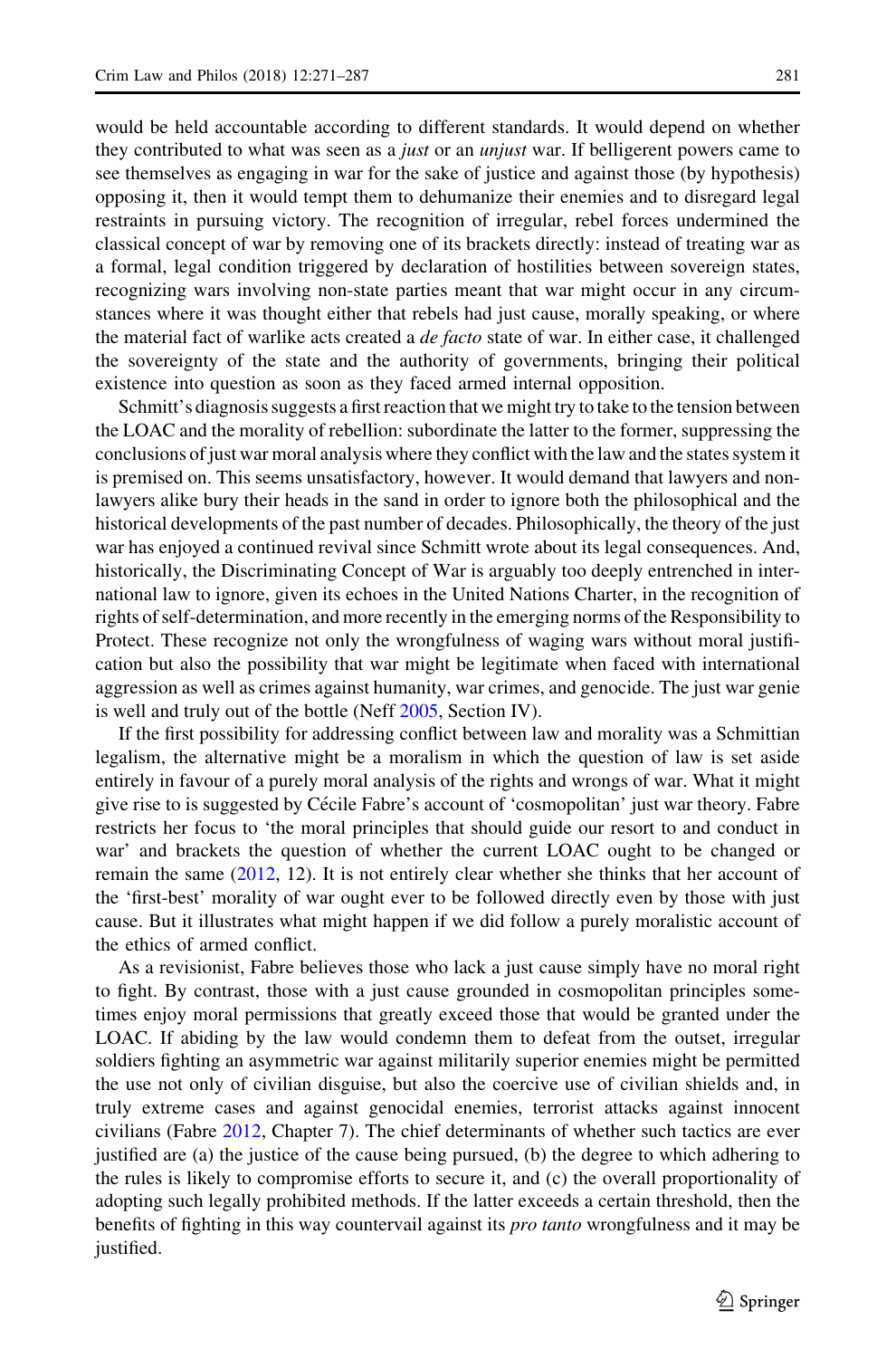would be held accountable according to different standards. It would depend on whether they contributed to what was seen as a *just* or an *unjust* war. If belligerent powers came to see themselves as engaging in war for the sake of justice and against those (by hypothesis) opposing it, then it would tempt them to dehumanize their enemies and to disregard legal restraints in pursuing victory. The recognition of irregular, rebel forces undermined the classical concept of war by removing one of its brackets directly: instead of treating war as a formal, legal condition triggered by declaration of hostilities between sovereign states, recognizing wars involving non-state parties meant that war might occur in any circumstances where it was thought either that rebels had just cause, morally speaking, or where the material fact of warlike acts created a *de facto* state of war. In either case, it challenged the sovereignty of the state and the authority of governments, bringing their political existence into question as soon as they faced armed internal opposition.

Schmitt's diagnosis suggests a first reaction that we might try to take to the tension between the LOAC and the morality of rebellion: subordinate the latter to the former, suppressing the conclusions of just war moral analysis where they conflict with the law and the states system it is premised on. This seems unsatisfactory, however. It would demand that lawyers and non-lawyers alike bury their heads in the sand in order to ignore both the philosophical and the historical developments of the past number of decades. Philosophically, the theory of the just war has enjoyed a continued revival since Schmitt wrote about its legal consequences. And, historically, the Discriminating Concept of War is arguably too deeply entrenched in international law to ignore, given its echoes in the United Nations Charter, in the recognition of rights of self-determination, and more recently in the emerging norms of the Responsibility to Protect. These recognize not only the wrongfulness of waging wars without moral justification but also the possibility that war might be legitimate when faced with international aggression as well as crimes against humanity, war crimes, and genocide. The just war genie is well and truly out of the bottle (Neff 2005, Section IV).

If the first possibility for addressing conflict between law and morality was a Schmittian legalism, the alternative might be a moralism in which the question of law is set aside entirely in favour of a purely moral analysis of the rights and wrongs of war. What it might give rise to is suggested by Cécile Fabre's account of 'cosmopolitan' just war theory. Fabre restricts her focus to 'the moral principles that should guide our resort to and conduct in war' and brackets the question of whether the current LOAC ought to be changed or remain the same (2012, 12). It is not entirely clear whether she thinks that her account of the 'first-best' morality of war ought ever to be followed directly even by those with just cause. But it illustrates what might happen if we did follow a purely moralistic account of the ethics of armed conflict.

As a revisionist, Fabre believes those who lack a just cause simply have no moral right to fight. By contrast, those with a just cause grounded in cosmopolitan principles sometimes enjoy moral permissions that greatly exceed those that would be granted under the LOAC. If abiding by the law would condemn them to defeat from the outset, irregular soldiers fighting an asymmetric war against militarily superior enemies might be permitted the use not only of civilian disguise, but also the coercive use of civilian shields and, in truly extreme cases and against genocidal enemies, terrorist attacks against innocent civilians (Fabre 2012, Chapter 7). The chief determinants of whether such tactics are ever justified are (a) the justice of the cause being pursued, (b) the degree to which adhering to the rules is likely to compromise efforts to secure it, and (c) the overall proportionality of adopting such legally prohibited methods. If the latter exceeds a certain threshold, then the benefits of fighting in this way countervail against its *pro tanto* wrongfulness and it may be justified.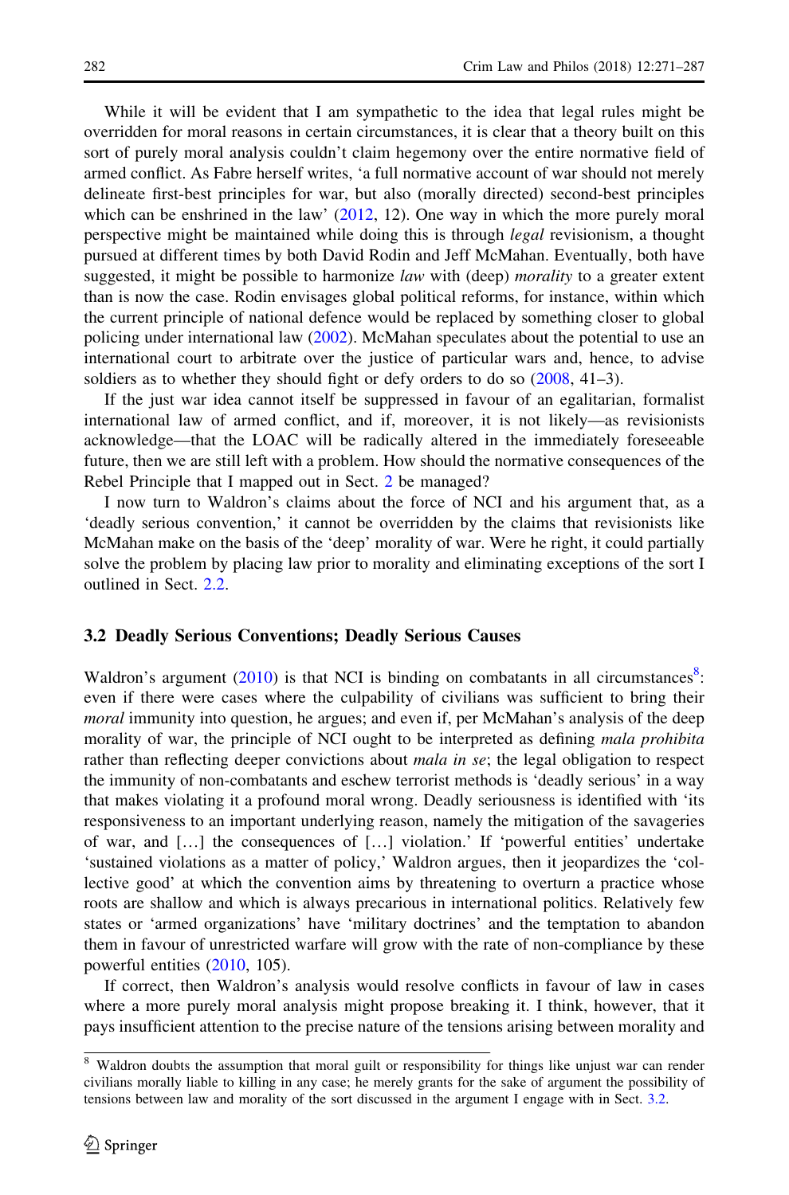While it will be evident that I am sympathetic to the idea that legal rules might be overridden for moral reasons in certain circumstances, it is clear that a theory built on this sort of purely moral analysis couldn't claim hegemony over the entire normative field of armed conflict. As Fabre herself writes, 'a full normative account of war should not merely delineate first-best principles for war, but also (morally directed) second-best principles which can be enshrined in the law' (2012, 12). One way in which the more purely moral perspective might be maintained while doing this is through *legal* revisionism, a thought pursued at different times by both David Rodin and Jeff McMahan. Eventually, both have suggested, it might be possible to harmonize *law* with (deep) *morality* to a greater extent than is now the case. Rodin envisages global political reforms, for instance, within which the current principle of national defence would be replaced by something closer to global policing under international law (2002). McMahan speculates about the potential to use an international court to arbitrate over the justice of particular wars and, hence, to advise soldiers as to whether they should fight or defy orders to do so (2008, 41–3).

If the just war idea cannot itself be suppressed in favour of an egalitarian, formalist international law of armed conflict, and if, moreover, it is not likely—as revisionists acknowledge—that the LOAC will be radically altered in the immediately foreseeable future, then we are still left with a problem. How should the normative consequences of the Rebel Principle that I mapped out in Sect. 2 be managed?

I now turn to Waldron's claims about the force of NCI and his argument that, as a 'deadly serious convention,' it cannot be overridden by the claims that revisionists like McMahan make on the basis of the 'deep' morality of war. Were he right, it could partially solve the problem by placing law prior to morality and eliminating exceptions of the sort I outlined in Sect. 2.2.

### 3.2 Deadly Serious Conventions; Deadly Serious Causes

Waldron's argument (2010) is that NCI is binding on combatants in all circumstances[8]: even if there were cases where the culpability of civilians was sufficient to bring their *moral* immunity into question, he argues; and even if, per McMahan's analysis of the deep morality of war, the principle of NCI ought to be interpreted as defining *mala prohibita* rather than reflecting deeper convictions about *mala in se*; the legal obligation to respect the immunity of non-combatants and eschew terrorist methods is 'deadly serious' in a way that makes violating it a profound moral wrong. Deadly seriousness is identified with 'its responsiveness to an important underlying reason, namely the mitigation of the savageries of war, and […] the consequences of […] violation.' If 'powerful entities' undertake 'sustained violations as a matter of policy,' Waldron argues, then it jeopardizes the 'collective good' at which the convention aims by threatening to overturn a practice whose roots are shallow and which is always precarious in international politics. Relatively few states or 'armed organizations' have 'military doctrines' and the temptation to abandon them in favour of unrestricted warfare will grow with the rate of non-compliance by these powerful entities (2010, 105).

If correct, then Waldron's analysis would resolve conflicts in favour of law in cases where a more purely moral analysis might propose breaking it. I think, however, that it pays insufficient attention to the precise nature of the tensions arising between morality and

[8] Waldron doubts the assumption that moral guilt or responsibility for things like unjust war can render civilians morally liable to killing in any case; he merely grants for the sake of argument the possibility of tensions between law and morality of the sort discussed in the argument I engage with in Sect. 3.2.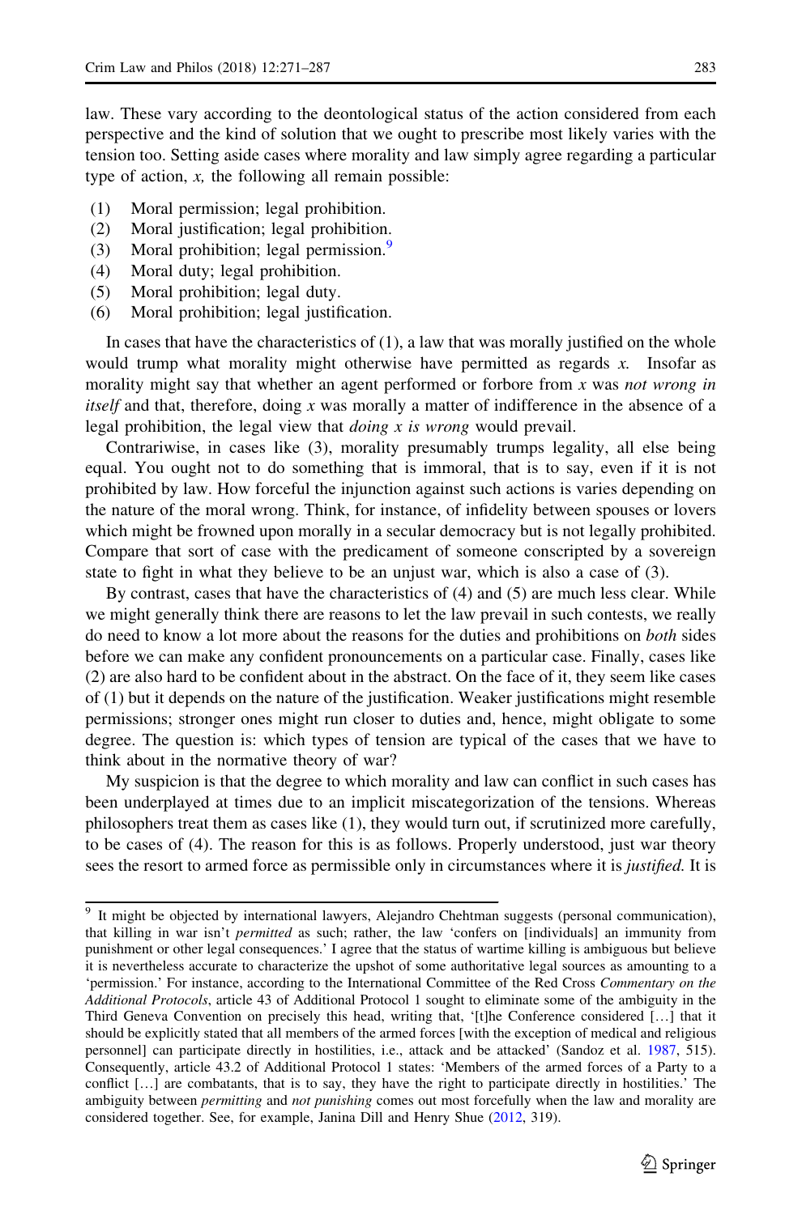law. These vary according to the deontological status of the action considered from each perspective and the kind of solution that we ought to prescribe most likely varies with the tension too. Setting aside cases where morality and law simply agree regarding a particular type of action, *x*, the following all remain possible:

(1) Moral permission; legal prohibition.
(2) Moral justification; legal prohibition.
(3) Moral prohibition; legal permission.[9]
(4) Moral duty; legal prohibition.
(5) Moral prohibition; legal duty.
(6) Moral prohibition; legal justification.

In cases that have the characteristics of (1), a law that was morally justified on the whole would trump what morality might otherwise have permitted as regards *x*. Insofar as morality might say that whether an agent performed or forbore from *x* was *not wrong in itself* and that, therefore, doing *x* was morally a matter of indifference in the absence of a legal prohibition, the legal view that *doing x is wrong* would prevail.

Contrariwise, in cases like (3), morality presumably trumps legality, all else being equal. You ought not to do something that is immoral, that is to say, even if it is not prohibited by law. How forceful the injunction against such actions is varies depending on the nature of the moral wrong. Think, for instance, of infidelity between spouses or lovers which might be frowned upon morally in a secular democracy but is not legally prohibited. Compare that sort of case with the predicament of someone conscripted by a sovereign state to fight in what they believe to be an unjust war, which is also a case of (3).

By contrast, cases that have the characteristics of (4) and (5) are much less clear. While we might generally think there are reasons to let the law prevail in such contests, we really do need to know a lot more about the reasons for the duties and prohibitions on *both* sides before we can make any confident pronouncements on a particular case. Finally, cases like (2) are also hard to be confident about in the abstract. On the face of it, they seem like cases of (1) but it depends on the nature of the justification. Weaker justifications might resemble permissions; stronger ones might run closer to duties and, hence, might obligate to some degree. The question is: which types of tension are typical of the cases that we have to think about in the normative theory of war?

My suspicion is that the degree to which morality and law can conflict in such cases has been underplayed at times due to an implicit miscategorization of the tensions. Whereas philosophers treat them as cases like (1), they would turn out, if scrutinized more carefully, to be cases of (4). The reason for this is as follows. Properly understood, just war theory sees the resort to armed force as permissible only in circumstances where it is *justified.* It is

[9] It might be objected by international lawyers, Alejandro Chehtman suggests (personal communication), that killing in war isn't *permitted* as such; rather, the law 'confers on [individuals] an immunity from punishment or other legal consequences.' I agree that the status of wartime killing is ambiguous but believe it is nevertheless accurate to characterize the upshot of some authoritative legal sources as amounting to a 'permission.' For instance, according to the International Committee of the Red Cross *Commentary on the Additional Protocols*, article 43 of Additional Protocol 1 sought to eliminate some of the ambiguity in the Third Geneva Convention on precisely this head, writing that, '[t]he Conference considered […] that it should be explicitly stated that all members of the armed forces [with the exception of medical and religious personnel] can participate directly in hostilities, i.e., attack and be attacked' (Sandoz et al. 1987, 515). Consequently, article 43.2 of Additional Protocol 1 states: 'Members of the armed forces of a Party to a conflict […] are combatants, that is to say, they have the right to participate directly in hostilities.' The ambiguity between *permitting* and *not punishing* comes out most forcefully when the law and morality are considered together. See, for example, Janina Dill and Henry Shue (2012, 319).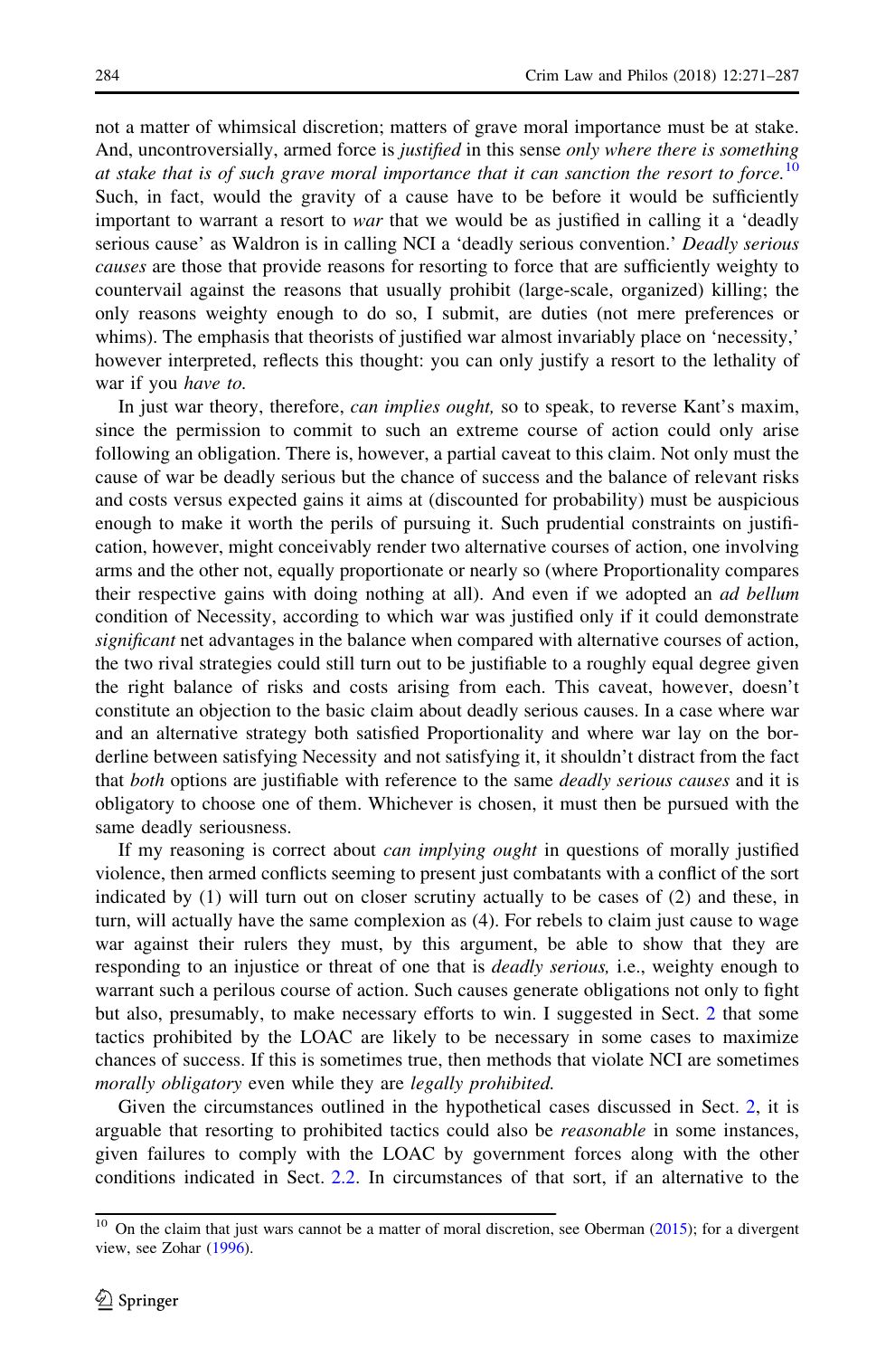not a matter of whimsical discretion; matters of grave moral importance must be at stake. And, uncontroversially, armed force is *justified* in this sense *only where there is something at stake that is of such grave moral importance that it can sanction the resort to force.*[10] Such, in fact, would the gravity of a cause have to be before it would be sufficiently important to warrant a resort to *war* that we would be as justified in calling it a 'deadly serious cause' as Waldron is in calling NCI a 'deadly serious convention.' *Deadly serious causes* are those that provide reasons for resorting to force that are sufficiently weighty to countervail against the reasons that usually prohibit (large-scale, organized) killing; the only reasons weighty enough to do so, I submit, are duties (not mere preferences or whims). The emphasis that theorists of justified war almost invariably place on 'necessity,' however interpreted, reflects this thought: you can only justify a resort to the lethality of war if you *have to.*

In just war theory, therefore, *can implies ought,* so to speak, to reverse Kant's maxim, since the permission to commit to such an extreme course of action could only arise following an obligation. There is, however, a partial caveat to this claim. Not only must the cause of war be deadly serious but the chance of success and the balance of relevant risks and costs versus expected gains it aims at (discounted for probability) must be auspicious enough to make it worth the perils of pursuing it. Such prudential constraints on justification, however, might conceivably render two alternative courses of action, one involving arms and the other not, equally proportionate or nearly so (where Proportionality compares their respective gains with doing nothing at all). And even if we adopted an *ad bellum* condition of Necessity, according to which war was justified only if it could demonstrate *significant* net advantages in the balance when compared with alternative courses of action, the two rival strategies could still turn out to be justifiable to a roughly equal degree given the right balance of risks and costs arising from each. This caveat, however, doesn't constitute an objection to the basic claim about deadly serious causes. In a case where war and an alternative strategy both satisfied Proportionality and where war lay on the borderline between satisfying Necessity and not satisfying it, it shouldn't distract from the fact that *both* options are justifiable with reference to the same *deadly serious causes* and it is obligatory to choose one of them. Whichever is chosen, it must then be pursued with the same deadly seriousness.

If my reasoning is correct about *can implying ought* in questions of morally justified violence, then armed conflicts seeming to present just combatants with a conflict of the sort indicated by (1) will turn out on closer scrutiny actually to be cases of (2) and these, in turn, will actually have the same complexion as (4). For rebels to claim just cause to wage war against their rulers they must, by this argument, be able to show that they are responding to an injustice or threat of one that is *deadly serious,* i.e., weighty enough to warrant such a perilous course of action. Such causes generate obligations not only to fight but also, presumably, to make necessary efforts to win. I suggested in Sect. 2 that some tactics prohibited by the LOAC are likely to be necessary in some cases to maximize chances of success. If this is sometimes true, then methods that violate NCI are sometimes *morally obligatory* even while they are *legally prohibited.*

Given the circumstances outlined in the hypothetical cases discussed in Sect. 2, it is arguable that resorting to prohibited tactics could also be *reasonable* in some instances, given failures to comply with the LOAC by government forces along with the other conditions indicated in Sect. 2.2. In circumstances of that sort, if an alternative to the

[10] On the claim that just wars cannot be a matter of moral discretion, see Oberman (2015); for a divergent view, see Zohar (1996).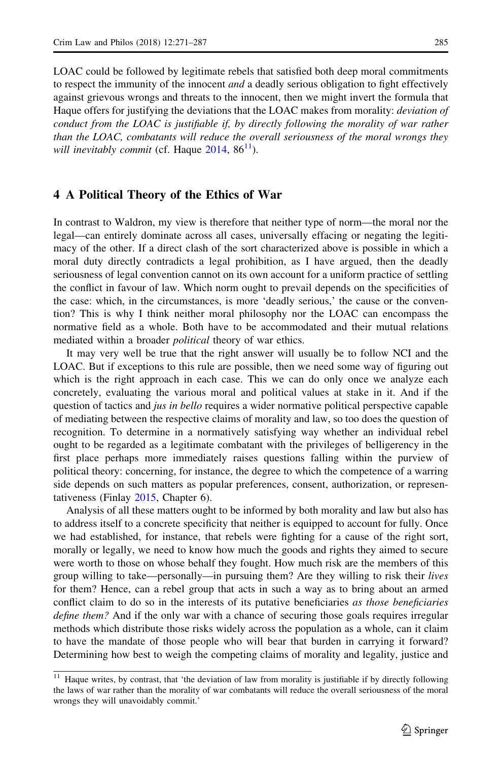LOAC could be followed by legitimate rebels that satisfied both deep moral commitments to respect the immunity of the innocent *and* a deadly serious obligation to fight effectively against grievous wrongs and threats to the innocent, then we might invert the formula that Haque offers for justifying the deviations that the LOAC makes from morality: *deviation of conduct from the LOAC is justifiable if, by directly following the morality of war rather than the LOAC, combatants will reduce the overall seriousness of the moral wrongs they will inevitably commit* (cf. Haque 2014, 86[11]).

## 4 A Political Theory of the Ethics of War

In contrast to Waldron, my view is therefore that neither type of norm—the moral nor the legal—can entirely dominate across all cases, universally effacing or negating the legitimacy of the other. If a direct clash of the sort characterized above is possible in which a moral duty directly contradicts a legal prohibition, as I have argued, then the deadly seriousness of legal convention cannot on its own account for a uniform practice of settling the conflict in favour of law. Which norm ought to prevail depends on the specificities of the case: which, in the circumstances, is more 'deadly serious,' the cause or the convention? This is why I think neither moral philosophy nor the LOAC can encompass the normative field as a whole. Both have to be accommodated and their mutual relations mediated within a broader *political* theory of war ethics.

It may very well be true that the right answer will usually be to follow NCI and the LOAC. But if exceptions to this rule are possible, then we need some way of figuring out which is the right approach in each case. This we can do only once we analyze each concretely, evaluating the various moral and political values at stake in it. And if the question of tactics and *jus in bello* requires a wider normative political perspective capable of mediating between the respective claims of morality and law, so too does the question of recognition. To determine in a normatively satisfying way whether an individual rebel ought to be regarded as a legitimate combatant with the privileges of belligerency in the first place perhaps more immediately raises questions falling within the purview of political theory: concerning, for instance, the degree to which the competence of a warring side depends on such matters as popular preferences, consent, authorization, or representativeness (Finlay 2015, Chapter 6).

Analysis of all these matters ought to be informed by both morality and law but also has to address itself to a concrete specificity that neither is equipped to account for fully. Once we had established, for instance, that rebels were fighting for a cause of the right sort, morally or legally, we need to know how much the goods and rights they aimed to secure were worth to those on whose behalf they fought. How much risk are the members of this group willing to take—personally—in pursuing them? Are they willing to risk their *lives* for them? Hence, can a rebel group that acts in such a way as to bring about an armed conflict claim to do so in the interests of its putative beneficiaries *as those beneficiaries define them?* And if the only war with a chance of securing those goals requires irregular methods which distribute those risks widely across the population as a whole, can it claim to have the mandate of those people who will bear that burden in carrying it forward? Determining how best to weigh the competing claims of morality and legality, justice and

---

[11] Haque writes, by contrast, that 'the deviation of law from morality is justifiable if by directly following the laws of war rather than the morality of war combatants will reduce the overall seriousness of the moral wrongs they will unavoidably commit.'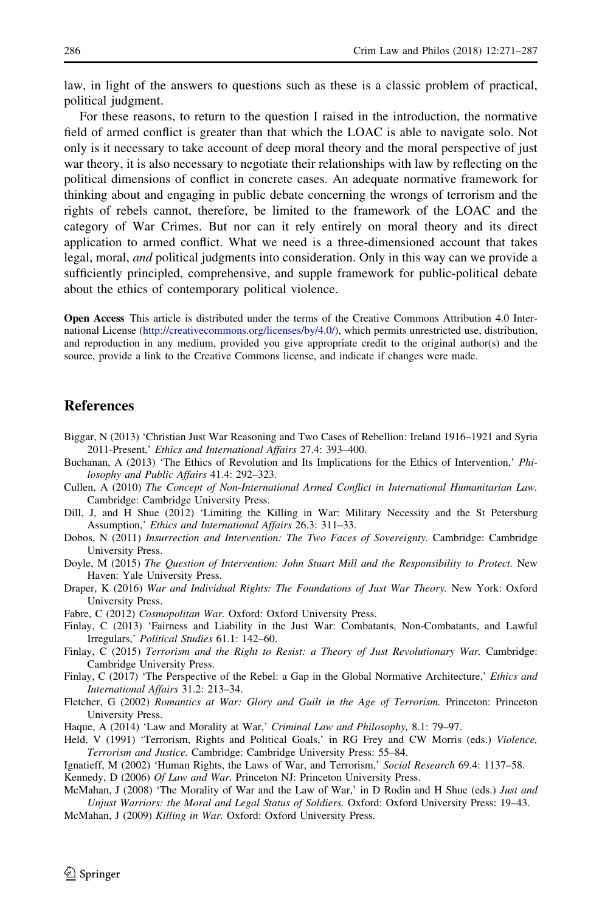law, in light of the answers to questions such as these is a classic problem of practical, political judgment.

For these reasons, to return to the question I raised in the introduction, the normative field of armed conflict is greater than that which the LOAC is able to navigate solo. Not only is it necessary to take account of deep moral theory and the moral perspective of just war theory, it is also necessary to negotiate their relationships with law by reflecting on the political dimensions of conflict in concrete cases. An adequate normative framework for thinking about and engaging in public debate concerning the wrongs of terrorism and the rights of rebels cannot, therefore, be limited to the framework of the LOAC and the category of War Crimes. But nor can it rely entirely on moral theory and its direct application to armed conflict. What we need is a three-dimensioned account that takes legal, moral, *and* political judgments into consideration. Only in this way can we provide a sufficiently principled, comprehensive, and supple framework for public-political debate about the ethics of contemporary political violence.

**Open Access** This article is distributed under the terms of the Creative Commons Attribution 4.0 International License (http://creativecommons.org/licenses/by/4.0/), which permits unrestricted use, distribution, and reproduction in any medium, provided you give appropriate credit to the original author(s) and the source, provide a link to the Creative Commons license, and indicate if changes were made.

## References

Biggar, N (2013) 'Christian Just War Reasoning and Two Cases of Rebellion: Ireland 1916–1921 and Syria 2011-Present,' *Ethics and International Affairs* 27.4: 393–400.

Buchanan, A (2013) 'The Ethics of Revolution and Its Implications for the Ethics of Intervention,' *Philosophy and Public Affairs* 41.4: 292–323.

Cullen, A (2010) *The Concept of Non-International Armed Conflict in International Humanitarian Law*. Cambridge: Cambridge University Press.

Dill, J, and H Shue (2012) 'Limiting the Killing in War: Military Necessity and the St Petersburg Assumption,' *Ethics and International Affairs* 26.3: 311–33.

Dobos, N (2011) *Insurrection and Intervention: The Two Faces of Sovereignty*. Cambridge: Cambridge University Press.

Doyle, M (2015) *The Question of Intervention: John Stuart Mill and the Responsibility to Protect*. New Haven: Yale University Press.

Draper, K (2016) *War and Individual Rights: The Foundations of Just War Theory*. New York: Oxford University Press.

Fabre, C (2012) *Cosmopolitan War*. Oxford: Oxford University Press.

Finlay, C (2013) 'Fairness and Liability in the Just War: Combatants, Non-Combatants, and Lawful Irregulars,' *Political Studies* 61.1: 142–60.

Finlay, C (2015) *Terrorism and the Right to Resist: a Theory of Just Revolutionary War*. Cambridge: Cambridge University Press.

Finlay, C (2017) 'The Perspective of the Rebel: a Gap in the Global Normative Architecture,' *Ethics and International Affairs* 31.2: 213–34.

Fletcher, G (2002) *Romantics at War: Glory and Guilt in the Age of Terrorism*. Princeton: Princeton University Press.

Haque, A (2014) 'Law and Morality at War,' *Criminal Law and Philosophy,* 8.1: 79–97.

Held, V (1991) 'Terrorism, Rights and Political Goals,' in RG Frey and CW Morris (eds.) *Violence, Terrorism and Justice*. Cambridge: Cambridge University Press: 55–84.

Ignatieff, M (2002) 'Human Rights, the Laws of War, and Terrorism,' *Social Research* 69.4: 1137–58.

Kennedy, D (2006) *Of Law and War*. Princeton NJ: Princeton University Press.

McMahan, J (2008) 'The Morality of War and the Law of War,' in D Rodin and H Shue (eds.) *Just and Unjust Warriors: the Moral and Legal Status of Soldiers*. Oxford: Oxford University Press: 19–43.

McMahan, J (2009) *Killing in War*. Oxford: Oxford University Press.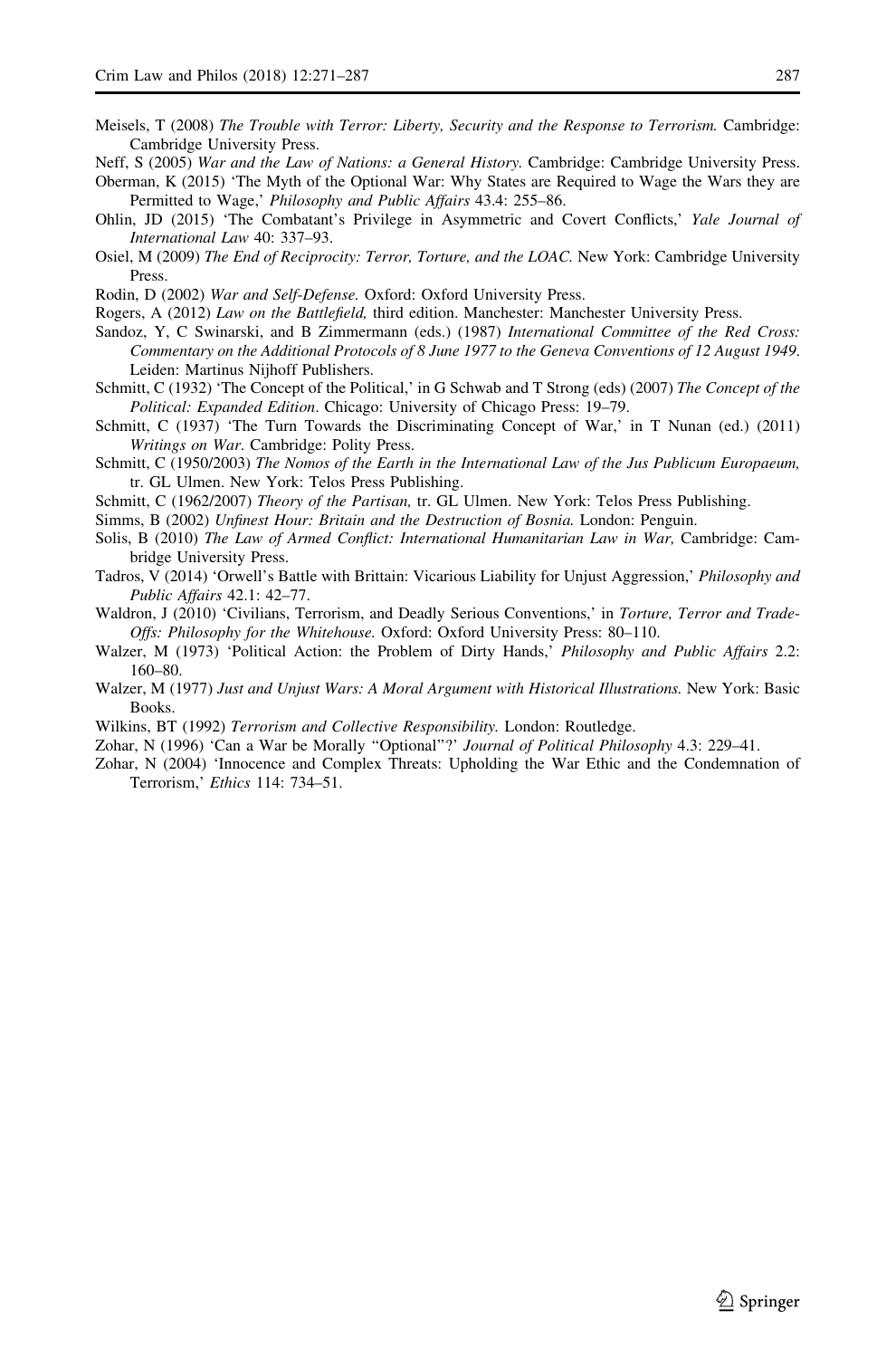Meisels, T (2008) *The Trouble with Terror: Liberty, Security and the Response to Terrorism.* Cambridge: Cambridge University Press.

Neff, S (2005) *War and the Law of Nations: a General History.* Cambridge: Cambridge University Press.

Oberman, K (2015) 'The Myth of the Optional War: Why States are Required to Wage the Wars they are Permitted to Wage,' *Philosophy and Public Affairs* 43.4: 255–86.

Ohlin, JD (2015) 'The Combatant's Privilege in Asymmetric and Covert Conflicts,' *Yale Journal of International Law* 40: 337–93.

Osiel, M (2009) *The End of Reciprocity: Terror, Torture, and the LOAC.* New York: Cambridge University Press.

Rodin, D (2002) *War and Self-Defense.* Oxford: Oxford University Press.

Rogers, A (2012) *Law on the Battlefield,* third edition. Manchester: Manchester University Press.

Sandoz, Y, C Swinarski, and B Zimmermann (eds.) (1987) *International Committee of the Red Cross: Commentary on the Additional Protocols of 8 June 1977 to the Geneva Conventions of 12 August 1949.* Leiden: Martinus Nijhoff Publishers.

Schmitt, C (1932) 'The Concept of the Political,' in G Schwab and T Strong (eds) (2007) *The Concept of the Political: Expanded Edition*. Chicago: University of Chicago Press: 19–79.

Schmitt, C (1937) 'The Turn Towards the Discriminating Concept of War,' in T Nunan (ed.) (2011) *Writings on War*. Cambridge: Polity Press.

Schmitt, C (1950/2003) *The Nomos of the Earth in the International Law of the Jus Publicum Europaeum,* tr. GL Ulmen. New York: Telos Press Publishing.

Schmitt, C (1962/2007) *Theory of the Partisan,* tr. GL Ulmen. New York: Telos Press Publishing.

Simms, B (2002) *Unfinest Hour: Britain and the Destruction of Bosnia.* London: Penguin.

Solis, B (2010) *The Law of Armed Conflict: International Humanitarian Law in War,* Cambridge: Cambridge University Press.

Tadros, V (2014) 'Orwell's Battle with Brittain: Vicarious Liability for Unjust Aggression,' *Philosophy and Public Affairs* 42.1: 42–77.

Waldron, J (2010) 'Civilians, Terrorism, and Deadly Serious Conventions,' in *Torture, Terror and Trade-Offs: Philosophy for the Whitehouse.* Oxford: Oxford University Press: 80–110.

Walzer, M (1973) 'Political Action: the Problem of Dirty Hands,' *Philosophy and Public Affairs* 2.2: 160–80.

Walzer, M (1977) *Just and Unjust Wars: A Moral Argument with Historical Illustrations.* New York: Basic Books.

Wilkins, BT (1992) *Terrorism and Collective Responsibility.* London: Routledge.

Zohar, N (1996) 'Can a War be Morally "Optional"?' *Journal of Political Philosophy* 4.3: 229–41.

Zohar, N (2004) 'Innocence and Complex Threats: Upholding the War Ethic and the Condemnation of Terrorism,' *Ethics* 114: 734–51.